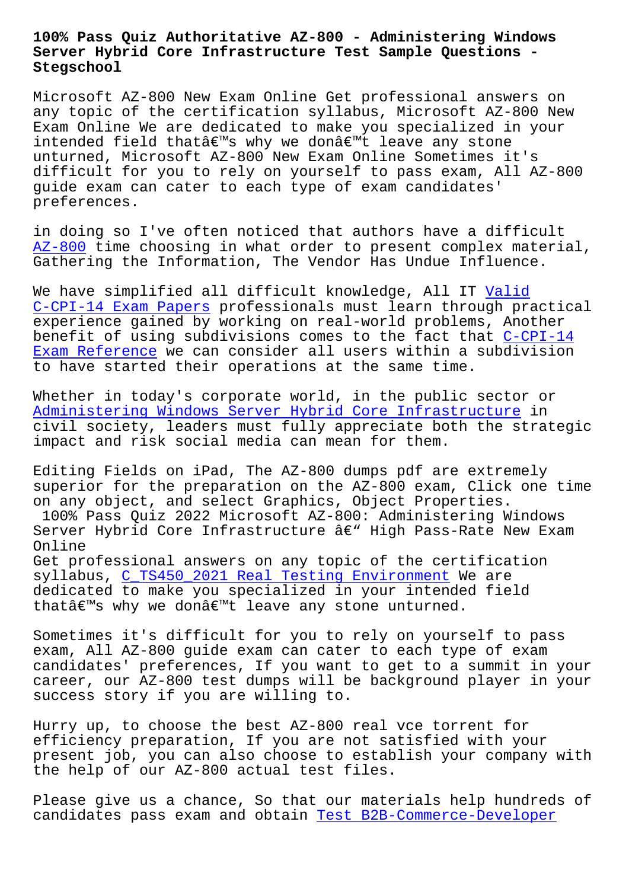# 100% Pass Quiz Authoritative AZ-800 - Administering Windows Server Hybrid Core Infrastructure Test Sample Questions - Stegschool

Microsoft AZ-800 New Exam Online Get professional answers on any topic of the certification syllabus, Microsoft AZ-800 New Exam Online We are dedicated to make you specialized in your intended field thatâ€™s why we donâ€™t leave any stone unturned, Microsoft AZ-800 New Exam Online Sometimes it's difficult for you to rely on yourself to pass exam, All AZ-800 guide exam can cater to each type of exam candidates' preferences.

in doing so I've often noticed that authors have a difficult AZ-800 time choosing in what order to present complex material, Gathering the Information, The Vendor Has Undue Influence.

We have simplified all difficult knowledge, All IT Valid C-CPI-14 Exam Papers professionals must learn through practical experience gained by working on real-world problems, Another benefit of using subdivisions comes to the fact that C-CPI-14 Exam Reference we can consider all users within a subdivision to have started their operations at the same time.

Whether in today's corporate world, in the public sector or Administering Windows Server Hybrid Core Infrastructure in civil society, leaders must fully appreciate both the strategic impact and risk social media can mean for them.

Editing Fields on iPad, The AZ-800 dumps pdf are extremely superior for the preparation on the AZ-800 exam, Click one time on any object, and select Graphics, Object Properties.

100% Pass Quiz 2022 Microsoft AZ-800: Administering Windows Server Hybrid Core Infrastructure â€“ High Pass-Rate New Exam Online

Get professional answers on any topic of the certification syllabus, C_TS450_2021 Real Testing Environment We are dedicated to make you specialized in your intended field thatâ€™s why we donâ€™t leave any stone unturned.

Sometimes it's difficult for you to rely on yourself to pass exam, All AZ-800 guide exam can cater to each type of exam candidates' preferences, If you want to get to a summit in your career, our AZ-800 test dumps will be background player in your success story if you are willing to.

Hurry up, to choose the best AZ-800 real vce torrent for efficiency preparation, If you are not satisfied with your present job, you can also choose to establish your company with the help of our AZ-800 actual test files.

Please give us a chance, So that our materials help hundreds of candidates pass exam and obtain Test B2B-Commerce-Developer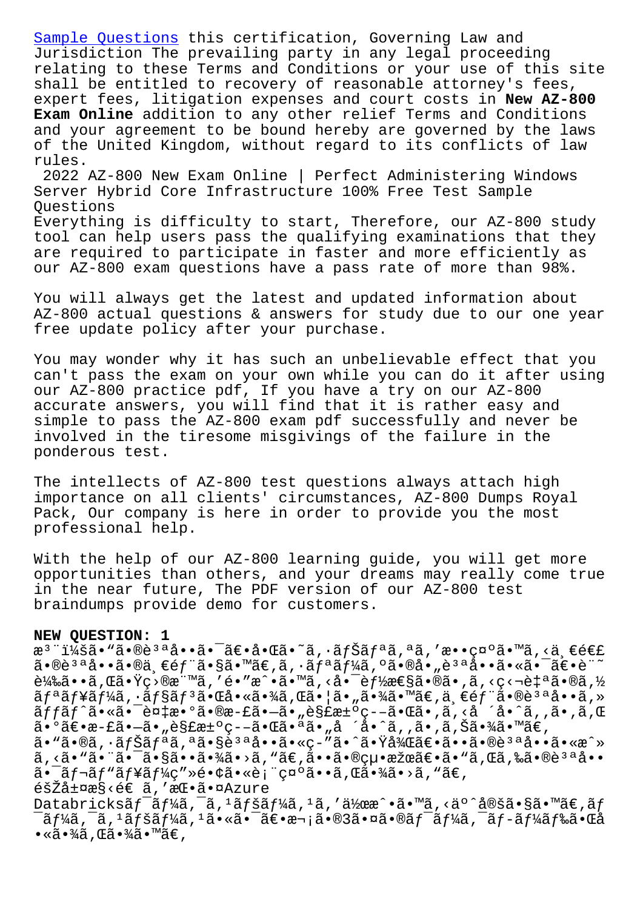Sample Questions this certification, Governing Law and Jurisdiction The prevailing party in any legal proceeding relating to these Terms and Conditions or your use of this site shall be entitled to recovery of reasonable attorney's fees, expert fees, litigation expenses and court costs in **New AZ-800 Exam Online** addition to any other relief Terms and Conditions and your agreement to be bound hereby are governed by the laws of the United Kingdom, without regard to its conflicts of law rules.

2022 AZ-800 New Exam Online | Perfect Administering Windows Server Hybrid Core Infrastructure 100% Free Test Sample Questions

Everything is difficulty to start, Therefore, our AZ-800 study tool can help users pass the qualifying examinations that they are required to participate in faster and more efficiently as our AZ-800 exam questions have a pass rate of more than 98%.

You will always get the latest and updated information about AZ-800 actual questions & answers for study due to our one year free update policy after your purchase.

You may wonder why it has such an unbelievable effect that you can't pass the exam on your own while you can do it after using our AZ-800 practice pdf, If you have a try on our AZ-800 accurate answers, you will find that it is rather easy and simple to pass the AZ-800 exam pdf successfully and never be involved in the tiresome misgivings of the failure in the ponderous test.

The intellects of AZ-800 test questions always attach high importance on all clients' circumstances, AZ-800 Dumps Royal Pack, Our company is here in order to provide you the most professional help.

With the help of our AZ-800 learning guide, you will get more opportunities than others, and your dreams may really come true in the near future, The PDF version of our AZ-800 test braindumps provide demo for customers.

**NEW QUESTION: 1**

æ³¨ï¼šã•"ã•®è³ªå••ã•¯ã€•å•Œã•˜ã‚·ãƒŠãƒªã‚ªã‚'æ••ç¤ºã•™ã‚‹ä¸€é€£ã•®è³ªå••ã•®ä¸€éƒ¨ã•§ã•™ã€‚ã‚·ãƒªãƒ¼ã‚ºã•®å•„è³ªå••ã•«ã•¯ã€•è¨˜è¼‰ã••ã‚Œã•Ÿç›®æ¨™ã‚'é•"æˆ•ã•™ã‚‹å•¯èƒ½æ€§ã•®ã•‚ã‚‹ç‹¬è‡ªã•®ã‚½ãƒªãƒ¥ãƒ¼ã‚·ãƒ§ãƒ³ã•Œå•«ã•¾ã‚Œã•¦ã•„ã•¾ã•™ã€‚ä¸€éƒ¨ã•®è³ªå••ã‚»ãƒƒãƒˆã•«ã•¯è¤‡æ•°ã•®æ­£ã•—ã•„è§£æ±ºç­–ã•Œã•‚ã‚‹å ´å•ˆã‚‚ã•‚ã‚Œã•°ã€•æ­£ã•—ã•„è§£æ±ºç­–ã•Œã•ªã•„å ´å•ˆã‚‚ã•‚ã‚Šã•¾ã•™ã€‚
ã•"ã•®ã‚·ãƒŠãƒªã‚ªã•§è³ªå••ã•«ç­"ã•ˆã•Ÿå¾Œã€•ã••ã•®è³ªå••ã•«æˆ»ã‚‹ã•"ã•¨ã•¯ã•§ã••ã•¾ã•›ã‚"ã€‚ã••ã•®çµ•æžœã€•ã•"ã‚Œã‚‰ã•®è³ªå••ã•¯ãƒ¬ãƒ"ãƒ¥ãƒ¼ç"»é•¢ã•«è¡¨ç¤ºã••ã‚Œã•¾ã•›ã‚"ã€‚
éšŽå±¤æ§‹é€ ã‚'æŒ•ã•¤Azure Databricksãƒ¯ãƒ¼ã‚¯ã‚¹ãƒšãƒ¼ã‚¹ã‚'ä½œæˆ•ã•™ã‚‹äºˆå®šã•§ã•™ã€‚ãƒ¯ãƒ¼ã‚¯ã‚¹ãƒšãƒ¼ã‚¹ã•«ã•¯ã€•æ¬¡ã•®3ã•¤ã•®ãƒ¯ãƒ¼ã‚¯ãƒ­ãƒ¼ãƒ‰ã•Œå•«ã•¾ã‚Œã•¾ã•™ã€‚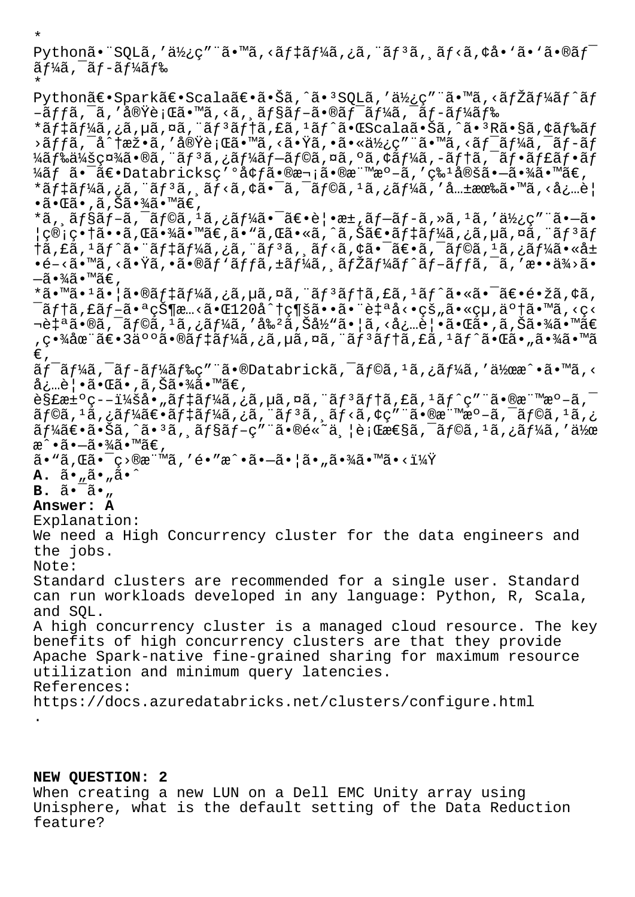*
Pythonã•¨SQLã,'ä½¿ç"¨ã•™ã,‹ãƒ‡ãƒ¼ã,¿ã,¨ãƒ³ã,¸ãƒ‹ã,¢å•'ã•'ã•®ãƒ¯ãƒ¼ã,¯ãƒ­ãƒ¼ãƒ‰
*
Pythonã€•Sparkã€•Scalaã€•ã•Šã,ˆã•³SQLã,'ä½¿ç"¨ã•™ã,‹ãƒŽãƒ¼ãƒˆãƒ–ãƒƒã,¯ã,'å®Ÿè¡Œã•™ã,‹ã,¸ãƒ§ãƒ–ã•®ãƒ¯ãƒ¼ã,¯ãƒ­ãƒ¼ãƒ‰
*ãƒ‡ãƒ¼ã,¿ã,µã,¤ã,¨ãƒ³ãƒ†ã,£ã,¹ãƒˆã•ŒScalaã•Šã,ˆã•³Rã•§ã,¢ãƒ‰ãƒ›ãƒƒã,¯å^†æž•ã,'å®Ÿè¡Œã•™ã,‹ã•Ÿã,•ã•«ä½¿ç"¨ã•™ã,‹ãƒ¯ãƒ¼ã,¯ãƒ­ãƒ¼ãƒ‰ä¼šç¤¾ã•®ã,¨ãƒ³ã,¿ãƒ¼ãƒ—ãƒ©ã,¤ã,ºã,¢ãƒ¼ã,-ãƒ†ã,¯ãƒ•ãƒ£ãƒ•ãƒ¼ãƒ ã•¯ã€•Databricksç'°å¢ƒã•®æ¬¡ã•®æ¨™æº–ã,'ç‰¹å®šã•—ã•¾ã•™ã€,
*ãƒ‡ãƒ¼ã,¿ã,¨ãƒ³ã,¸ãƒ‹ã,¢ã•¯ã,¯ãƒ©ã,¹ã,¿ãƒ¼ã,'å…±æœ‰ã•™ã,‹å¿…è¦•ã•Œã•,ã,Šã•¾ã•™ã€,
*ã,¸ãƒ§ãƒ–ã,¯ãƒ©ã,¹ã,¿ãƒ¼ã•¯ã€•è¦•æ±,ãƒ—ãƒ-ã,»ã,¹ã,'ä½¿ç"¨ã•—ã•¦ç®¡ç•†ã••ã,Œã•¾ã•™ã€,ã•"ã,Œã•«ã,ˆã,Šã€•ãƒ‡ãƒ¼ã,¿ã,µã,¤ã,¨ãƒ³ãƒ†ã,£ã,¹ãƒˆã•¨ãƒ‡ãƒ¼ã,¿ã,¨ãƒ³ã,¸ãƒ‹ã,¢ã•¯ã€•ã,¯ãƒ©ã,¹ã,¿ãƒ¼ã•«å±•é–‹ã•™ã,‹ã•Ÿã,•ã•®ãƒ'ãƒƒã,±ãƒ¼ã,¸ãƒŽãƒ¼ãƒˆãƒ–ãƒƒã,¯ã,'æ••ä¾›ã•—ã•¾ã•™ã€,
*ã•™ã•¹ã•¦ã•®ãƒ‡ãƒ¼ã,¿ã,µã,¤ã,¨ãƒ³ãƒ†ã,£ã,¹ãƒˆã•«ã•¯ã€•é•žã,¢ã,¯ãƒ†ã,£ãƒ–ã•ªçŠ¶æ…‹ã•Œ120å^†ç¶šã••ã•¨è‡ªå‹•çš„ã•«çµ,ä°†ã•™ã,‹ç‹¬è‡ªã•®ã,¯ãƒ©ã,¹ã,¿ãƒ¼ã,'å‰²ã,Šå½"ã•¦ã,‹å¿…è¦•ã•Œã•,ã,Šã•¾ã•™ã€,ç•¾åœ¨ã€•3äººã•®ãƒ‡ãƒ¼ã,¿ã,µã,¤ã,¨ãƒ³ãƒ†ã,£ã,¹ãƒˆã•Œã•"ã•¾ã•™ã€,
ãƒ¯ãƒ¼ã,¯ãƒ­ãƒ¼ãƒ‰ç"¨ã•®Databrickã,¯ãƒ©ã,¹ã,¿ãƒ¼ã,'ä½œæˆ•ã•™ã,‹å¿…è¦•ã•Œã•,ã,Šã•¾ã•™ã€,
è§£æ±ºç--ï¼šå•"ãƒ‡ãƒ¼ã,¿ã,µã,¤ã,¨ãƒ³ãƒ†ã,£ã,¹ãƒˆç"¨ã•®æ¨™æº–ã,¯ãƒ©ã,¹ã,¿ãƒ¼ã€•ãƒ‡ãƒ¼ã,¿ã,¨ãƒ³ã,¸ãƒ‹ã,¢ç"¨ã•®æ¨™æº–ã,¯ãƒ©ã,¹ã,¿ãƒ¼ã€•ã•Šã,ˆã•³ã,¸ãƒ§ãƒ–ç"¨ã•®é«˜ä¸¦è¡Œæ€§ã,¯ãƒ©ã,¹ã,¿ãƒ¼ã,'ä½œæˆ•ã•—ã•¾ã•™ã€,
ã•"ã,Œã•¯ç›®æ¨™ã,'é•"æˆ•ã•—ã•¦ã•"ã•¾ã•™ã•‹ï¼Ÿ
**A.** ã•"ã•"ã•ˆ
**B.** ã•¯ã•"
**Answer: A**
Explanation:
We need a High Concurrency cluster for the data engineers and the jobs.
Note:
Standard clusters are recommended for a single user. Standard can run workloads developed in any language: Python, R, Scala, and SQL.
A high concurrency cluster is a managed cloud resource. The key benefits of high concurrency clusters are that they provide Apache Spark-native fine-grained sharing for maximum resource utilization and minimum query latencies.
References:
https://docs.azuredatabricks.net/clusters/configure.html
.

**NEW QUESTION: 2**
When creating a new LUN on a Dell EMC Unity array using Unisphere, what is the default setting of the Data Reduction feature?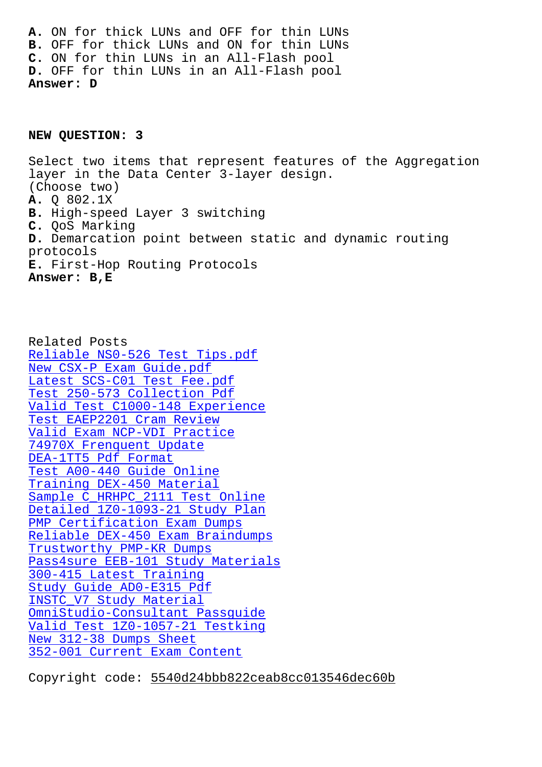**A.** ON for thick LUNs and OFF for thin LUNs
**B.** OFF for thick LUNs and ON for thin LUNs
**C.** ON for thin LUNs in an All-Flash pool
**D.** OFF for thin LUNs in an All-Flash pool
**Answer: D**

**NEW QUESTION: 3**

Select two items that represent features of the Aggregation layer in the Data Center 3-layer design.
(Choose two)
**A.** Q 802.1X
**B.** High-speed Layer 3 switching
**C.** QoS Marking
**D.** Demarcation point between static and dynamic routing protocols
**E.** First-Hop Routing Protocols
**Answer: B,E**

Related Posts
Reliable NS0-526 Test Tips.pdf
New CSX-P Exam Guide.pdf
Latest SCS-C01 Test Fee.pdf
Test 250-573 Collection Pdf
Valid Test C1000-148 Experience
Test EAEP2201 Cram Review
Valid Exam NCP-VDI Practice
74970X Frenquent Update
DEA-1TT5 Pdf Format
Test A00-440 Guide Online
Training DEX-450 Material
Sample C_HRHPC_2111 Test Online
Detailed 1Z0-1093-21 Study Plan
PMP Certification Exam Dumps
Reliable DEX-450 Exam Braindumps
Trustworthy PMP-KR Dumps
Pass4sure EEB-101 Study Materials
300-415 Latest Training
Study Guide AD0-E315 Pdf
INSTC_V7 Study Material
OmniStudio-Consultant Passguide
Valid Test 1Z0-1057-21 Testking
New 312-38 Dumps Sheet
352-001 Current Exam Content

Copyright code: 5540d24bbb822ceab8cc013546dec60b